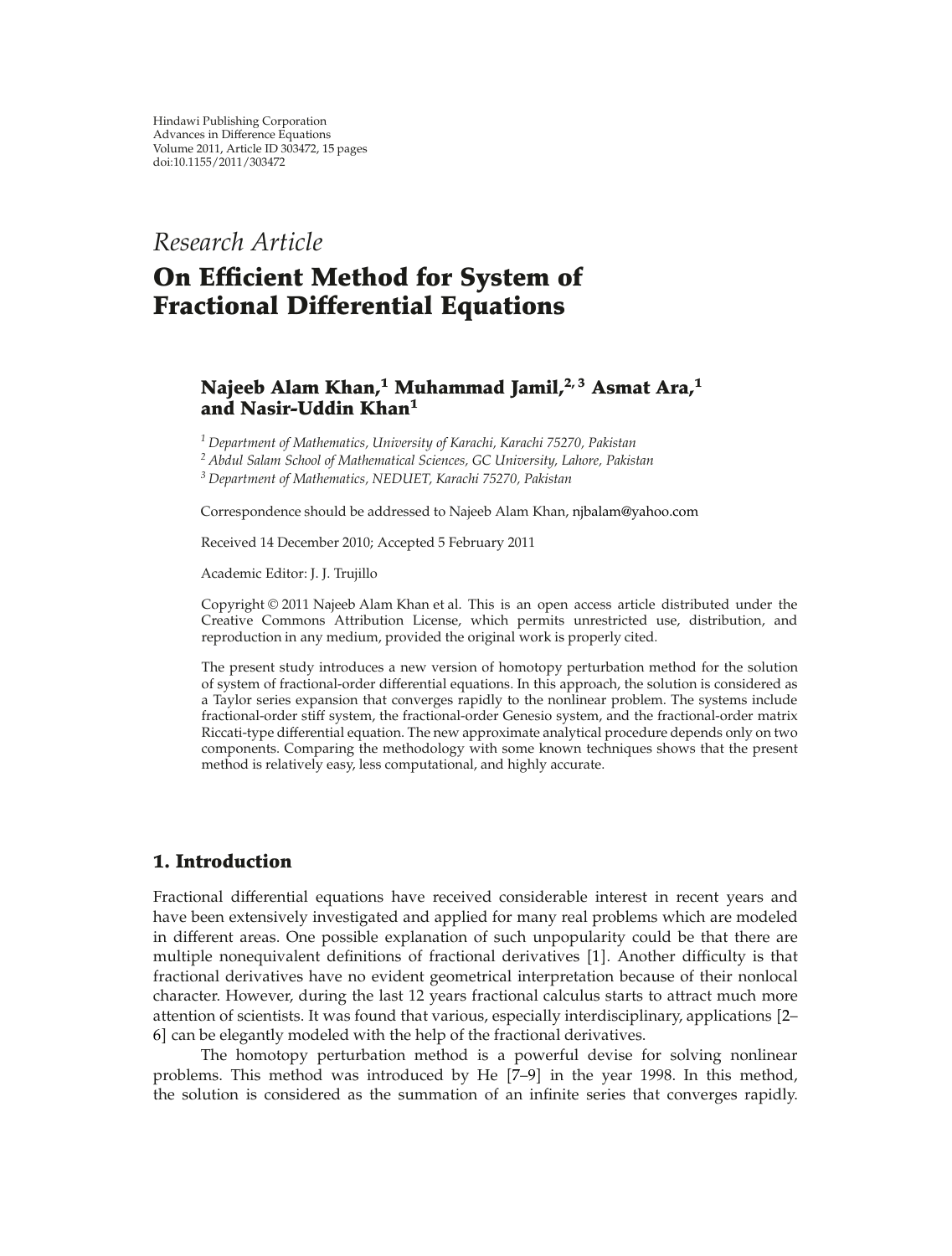Hindawi Publishing Corporation
Advances in Difference Equations
Volume 2011, Article ID 303472, 15 pages
doi:10.1155/2011/303472

*Research Article*

# On Efficient Method for System of Fractional Differential Equations

**Najeeb Alam Khan,[1] Muhammad Jamil,[2,3] Asmat Ara,[1] and Nasir-Uddin Khan[1]**

[1] *Department of Mathematics, University of Karachi, Karachi 75270, Pakistan*
[2] *Abdul Salam School of Mathematical Sciences, GC University, Lahore, Pakistan*
[3] *Department of Mathematics, NEDUET, Karachi 75270, Pakistan*

Correspondence should be addressed to Najeeb Alam Khan, njbalam@yahoo.com

Received 14 December 2010; Accepted 5 February 2011

Academic Editor: J. J. Trujillo

Copyright © 2011 Najeeb Alam Khan et al. This is an open access article distributed under the Creative Commons Attribution License, which permits unrestricted use, distribution, and reproduction in any medium, provided the original work is properly cited.

The present study introduces a new version of homotopy perturbation method for the solution of system of fractional-order differential equations. In this approach, the solution is considered as a Taylor series expansion that converges rapidly to the nonlinear problem. The systems include fractional-order stiff system, the fractional-order Genesio system, and the fractional-order matrix Riccati-type differential equation. The new approximate analytical procedure depends only on two components. Comparing the methodology with some known techniques shows that the present method is relatively easy, less computational, and highly accurate.

## 1. Introduction

Fractional differential equations have received considerable interest in recent years and have been extensively investigated and applied for many real problems which are modeled in different areas. One possible explanation of such unpopularity could be that there are multiple nonequivalent definitions of fractional derivatives [1]. Another difficulty is that fractional derivatives have no evident geometrical interpretation because of their nonlocal character. However, during the last 12 years fractional calculus starts to attract much more attention of scientists. It was found that various, especially interdisciplinary, applications [2–6] can be elegantly modeled with the help of the fractional derivatives.

The homotopy perturbation method is a powerful devise for solving nonlinear problems. This method was introduced by He [7–9] in the year 1998. In this method, the solution is considered as the summation of an infinite series that converges rapidly.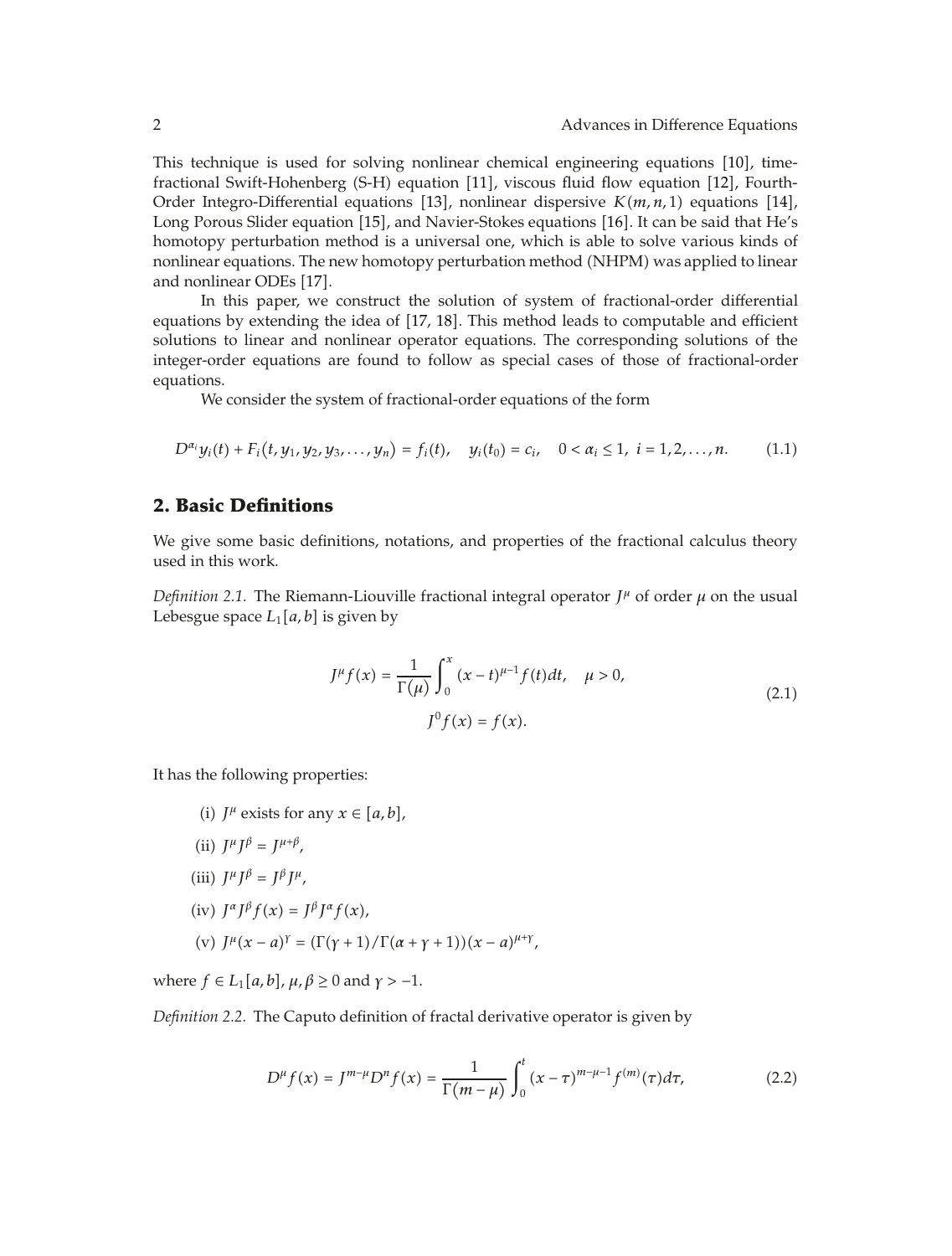This technique is used for solving nonlinear chemical engineering equations [10], time-fractional Swift-Hohenberg (S-H) equation [11], viscous fluid flow equation [12], Fourth-Order Integro-Differential equations [13], nonlinear dispersive $K(m, n, 1)$ equations [14], Long Porous Slider equation [15], and Navier-Stokes equations [16]. It can be said that He's homotopy perturbation method is a universal one, which is able to solve various kinds of nonlinear equations. The new homotopy perturbation method (NHPM) was applied to linear and nonlinear ODEs [17].

In this paper, we construct the solution of system of fractional-order differential equations by extending the idea of [17, 18]. This method leads to computable and efficient solutions to linear and nonlinear operator equations. The corresponding solutions of the integer-order equations are found to follow as special cases of those of fractional-order equations.

We consider the system of fractional-order equations of the form

$$D^{\alpha_i} y_i(t) + F_i(t, y_1, y_2, y_3, \ldots, y_n) = f_i(t), \quad y_i(t_0) = c_i, \quad 0 < \alpha_i \leq 1, \ i = 1, 2, \ldots, n. \tag{1.1}$$

## 2. Basic Definitions

We give some basic definitions, notations, and properties of the fractional calculus theory used in this work.

*Definition 2.1.* The Riemann-Liouville fractional integral operator $J^\mu$ of order $\mu$ on the usual Lebesgue space $L_1[a, b]$ is given by

$$J^\mu f(x) = \frac{1}{\Gamma(\mu)} \int_0^x (x - t)^{\mu - 1} f(t) dt, \quad \mu > 0,$$
$$J^0 f(x) = f(x). \tag{2.1}$$

It has the following properties:

(i) $J^\mu$ exists for any $x \in [a, b]$,

(ii) $J^\mu J^\beta = J^{\mu+\beta}$,

(iii) $J^\mu J^\beta = J^\beta J^\mu$,

(iv) $J^\alpha J^\beta f(x) = J^\beta J^\alpha f(x)$,

(v) $J^\mu (x - a)^\gamma = (\Gamma(\gamma + 1)/\Gamma(\alpha + \gamma + 1))(x - a)^{\mu+\gamma}$,

where $f \in L_1[a, b]$, $\mu, \beta \geq 0$ and $\gamma > -1$.

*Definition 2.2.* The Caputo definition of fractal derivative operator is given by

$$D^\mu f(x) = J^{m-\mu} D^n f(x) = \frac{1}{\Gamma(m - \mu)} \int_0^t (x - \tau)^{m-\mu-1} f^{(m)}(\tau) d\tau, \tag{2.2}$$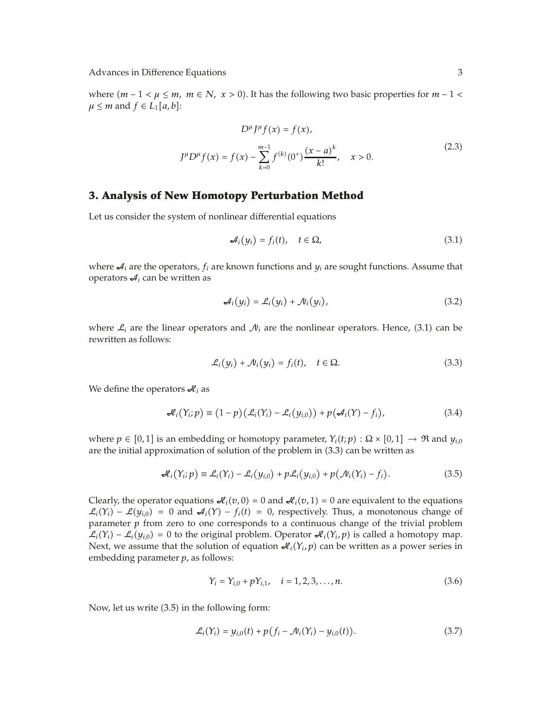where ($m-1 < \mu \leq m,\ m \in N,\ x > 0$). It has the following two basic properties for $m-1 < \mu \leq m$ and $f \in L_1[a,b]$:

$$
\begin{aligned}
D^{\mu} J^{\mu} f(x) &= f(x), \\
J^{\mu} D^{\mu} f(x) &= f(x) - \sum_{k=0}^{m-1} f^{(k)}(0^{+}) \frac{(x-a)^k}{k!}, \quad x > 0.
\end{aligned}
\tag{2.3}
$$

## 3. Analysis of New Homotopy Perturbation Method

Let us consider the system of nonlinear differential equations

$$
\mathcal{A}_i(y_i) = f_i(t), \quad t \in \Omega, \tag{3.1}
$$

where $\mathcal{A}_i$ are the operators, $f_i$ are known functions and $y_i$ are sought functions. Assume that operators $\mathcal{A}_i$ can be written as

$$
\mathcal{A}_i(y_i) = \mathcal{L}_i(y_i) + \mathcal{N}_i(y_i), \tag{3.2}
$$

where $\mathcal{L}_i$ are the linear operators and $\mathcal{N}_i$ are the nonlinear operators. Hence, (3.1) can be rewritten as follows:

$$
\mathcal{L}_i(y_i) + \mathcal{N}_i(y_i) = f_i(t), \quad t \in \Omega. \tag{3.3}
$$

We define the operators $\mathcal{H}_i$ as

$$
\mathcal{H}_i(Y_i; p) \equiv (1-p)\left(\mathcal{L}_i(Y_i) - \mathcal{L}_i(y_{i,0})\right) + p\left(\mathcal{A}_i(Y) - f_i\right), \tag{3.4}
$$

where $p \in [0,1]$ is an embedding or homotopy parameter, $Y_i(t;p) : \Omega \times [0,1] \to \Re$ and $y_{i,0}$ are the initial approximation of solution of the problem in (3.3) can be written as

$$
\mathcal{H}_i(Y_i; p) \equiv \mathcal{L}_i(Y_i) - \mathcal{L}_i(y_{i,0}) + p\mathcal{L}_i(y_{i,0}) + p\left(\mathcal{N}_i(Y_i) - f_i\right). \tag{3.5}
$$

Clearly, the operator equations $\mathcal{H}_i(v, 0) = 0$ and $\mathcal{H}_i(v, 1) = 0$ are equivalent to the equations $\mathcal{L}_i(Y_i) - \mathcal{L}(y_{i,0}) = 0$ and $\mathcal{A}_i(Y) - f_i(t) = 0$, respectively. Thus, a monotonous change of parameter $p$ from zero to one corresponds to a continuous change of the trivial problem $\mathcal{L}_i(Y_i) - \mathcal{L}_i(y_{i,0}) = 0$ to the original problem. Operator $\mathcal{H}_i(Y_i, p)$ is called a homotopy map. Next, we assume that the solution of equation $\mathcal{H}_i(Y_i, p)$ can be written as a power series in embedding parameter $p$, as follows:

$$
Y_i = Y_{i,0} + pY_{i,1}, \quad i = 1, 2, 3, \ldots, n. \tag{3.6}
$$

Now, let us write (3.5) in the following form:

$$
\mathcal{L}_i(Y_i) = y_{i,0}(t) + p\left(f_i - \mathcal{N}_i(Y_i) - y_{i,0}(t)\right). \tag{3.7}
$$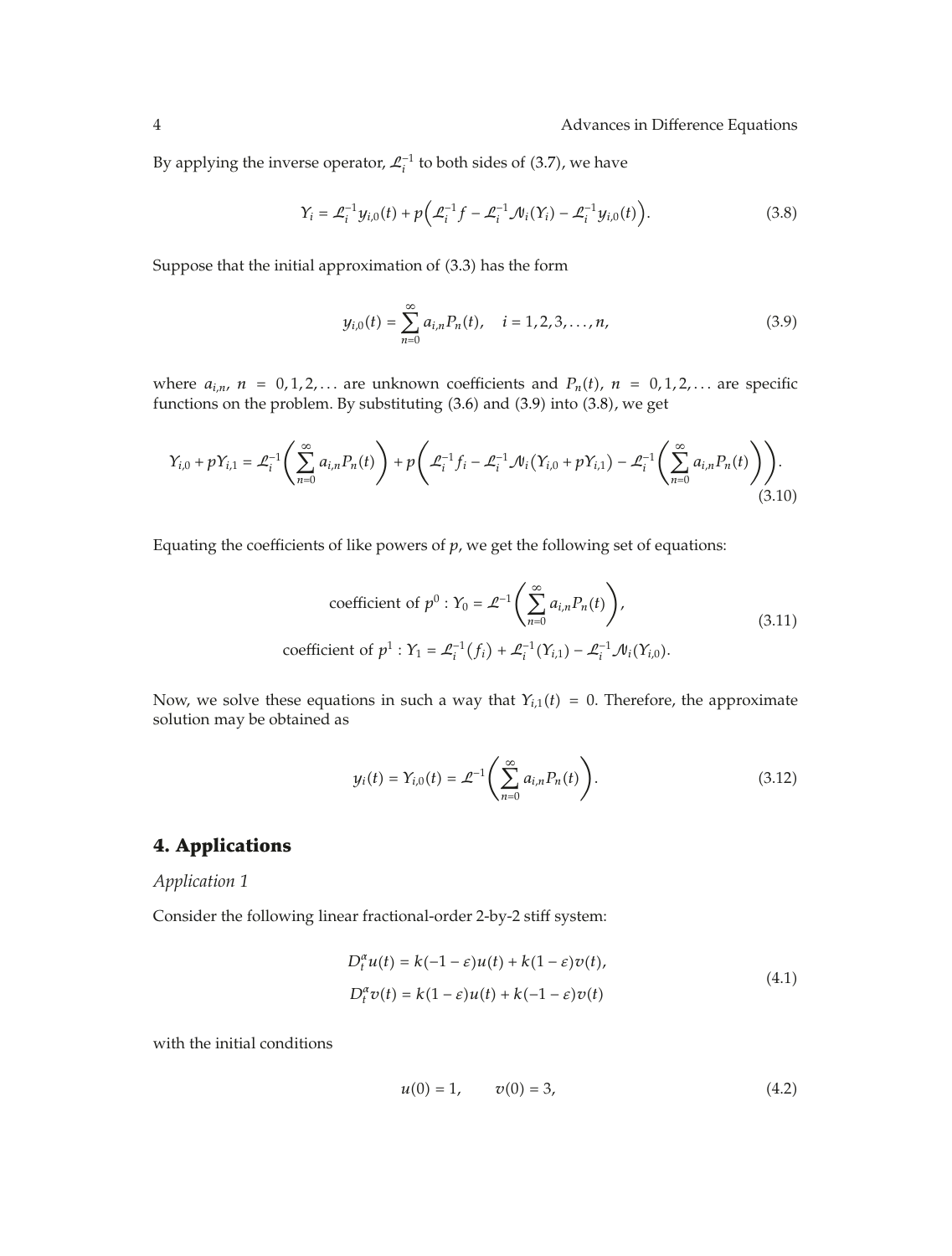By applying the inverse operator, $\mathcal{L}_i^{-1}$ to both sides of (3.7), we have

$$Y_i = \mathcal{L}_i^{-1} y_{i,0}(t) + p\Big(\mathcal{L}_i^{-1} f - \mathcal{L}_i^{-1}\mathcal{N}_i(Y_i) - \mathcal{L}_i^{-1} y_{i,0}(t)\Big). \tag{3.8}$$

Suppose that the initial approximation of (3.3) has the form

$$y_{i,0}(t) = \sum_{n=0}^{\infty} a_{i,n} P_n(t), \quad i = 1, 2, 3, \ldots, n, \tag{3.9}$$

where $a_{i,n}$, $n = 0, 1, 2, \ldots$ are unknown coefficients and $P_n(t)$, $n = 0, 1, 2, \ldots$ are specific functions on the problem. By substituting (3.6) and (3.9) into (3.8), we get

$$Y_{i,0} + pY_{i,1} = \mathcal{L}_i^{-1}\left(\sum_{n=0}^{\infty} a_{i,n} P_n(t)\right) + p\left(\mathcal{L}_i^{-1} f_i - \mathcal{L}_i^{-1}\mathcal{N}_i\big(Y_{i,0} + pY_{i,1}\big) - \mathcal{L}_i^{-1}\left(\sum_{n=0}^{\infty} a_{i,n} P_n(t)\right)\right). \tag{3.10}$$

Equating the coefficients of like powers of $p$, we get the following set of equations:

$$\begin{aligned}
\text{coefficient of } p^0 : Y_0 &= \mathcal{L}^{-1}\left(\sum_{n=0}^{\infty} a_{i,n} P_n(t)\right), \\
\text{coefficient of } p^1 : Y_1 &= \mathcal{L}_i^{-1}\big(f_i\big) + \mathcal{L}_i^{-1}(Y_{i,1}) - \mathcal{L}_i^{-1}\mathcal{N}_i(Y_{i,0}).
\end{aligned} \tag{3.11}$$

Now, we solve these equations in such a way that $Y_{i,1}(t) = 0$. Therefore, the approximate solution may be obtained as

$$y_i(t) = Y_{i,0}(t) = \mathcal{L}^{-1}\left(\sum_{n=0}^{\infty} a_{i,n} P_n(t)\right). \tag{3.12}$$

## 4. Applications

*Application 1*

Consider the following linear fractional-order 2-by-2 stiff system:

$$\begin{aligned}
D_t^{\alpha} u(t) &= k(-1 - \varepsilon)u(t) + k(1 - \varepsilon)v(t), \\
D_t^{\alpha} v(t) &= k(1 - \varepsilon)u(t) + k(-1 - \varepsilon)v(t)
\end{aligned} \tag{4.1}$$

with the initial conditions

$$u(0) = 1, \qquad v(0) = 3, \tag{4.2}$$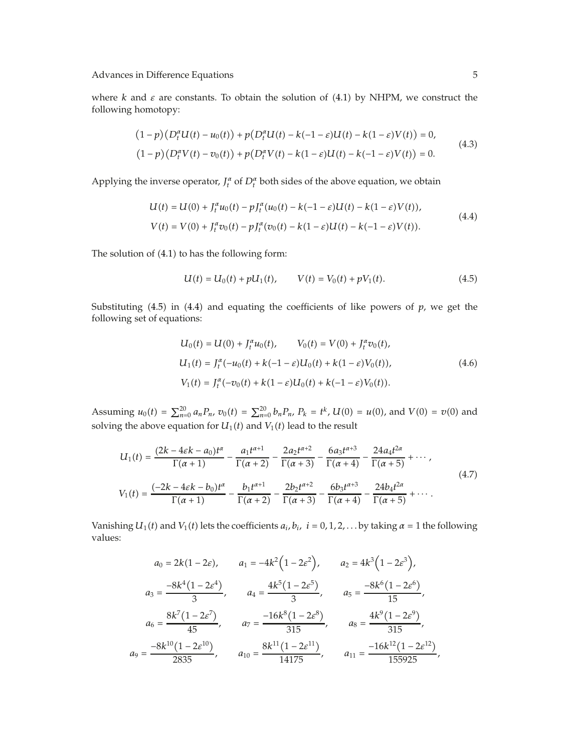where $k$ and $\varepsilon$ are constants. To obtain the solution of (4.1) by NHPM, we construct the following homotopy:

$$
\begin{aligned}
&(1-p)\left(D_t^\alpha U(t) - u_0(t)\right) + p\left(D_t^\alpha U(t) - k(-1-\varepsilon)U(t) - k(1-\varepsilon)V(t)\right) = 0, \\
&(1-p)\left(D_t^\alpha V(t) - v_0(t)\right) + p\left(D_t^\alpha V(t) - k(1-\varepsilon)U(t) - k(-1-\varepsilon)V(t)\right) = 0.
\end{aligned}
\tag{4.3}
$$

Applying the inverse operator, $J_t^\alpha$ of $D_t^\alpha$ both sides of the above equation, we obtain

$$
\begin{aligned}
U(t) &= U(0) + J_t^\alpha u_0(t) - pJ_t^\alpha(u_0(t) - k(-1-\varepsilon)U(t) - k(1-\varepsilon)V(t)), \\
V(t) &= V(0) + J_t^\alpha v_0(t) - pJ_t^\alpha(v_0(t) - k(1-\varepsilon)U(t) - k(-1-\varepsilon)V(t)).
\end{aligned}
\tag{4.4}
$$

The solution of (4.1) to has the following form:

$$
U(t) = U_0(t) + pU_1(t), \qquad V(t) = V_0(t) + pV_1(t). \tag{4.5}
$$

Substituting (4.5) in (4.4) and equating the coefficients of like powers of $p$, we get the following set of equations:

$$
\begin{aligned}
U_0(t) &= U(0) + J_t^\alpha u_0(t), \qquad V_0(t) = V(0) + J_t^\alpha v_0(t), \\
U_1(t) &= J_t^\alpha(-u_0(t) + k(-1-\varepsilon)U_0(t) + k(1-\varepsilon)V_0(t)), \\
V_1(t) &= J_t^\alpha(-v_0(t) + k(1-\varepsilon)U_0(t) + k(-1-\varepsilon)V_0(t)).
\end{aligned}
\tag{4.6}
$$

Assuming $u_0(t) = \sum_{n=0}^{20} a_n P_n$, $v_0(t) = \sum_{n=0}^{20} b_n P_n$, $P_k = t^k$, $U(0) = u(0)$, and $V(0) = v(0)$ and solving the above equation for $U_1(t)$ and $V_1(t)$ lead to the result

$$
\begin{aligned}
U_1(t) &= \frac{(2k - 4\varepsilon k - a_0)t^\alpha}{\Gamma(\alpha+1)} - \frac{a_1 t^{\alpha+1}}{\Gamma(\alpha+2)} - \frac{2a_2 t^{\alpha+2}}{\Gamma(\alpha+3)} - \frac{6a_3 t^{\alpha+3}}{\Gamma(\alpha+4)} - \frac{24a_4 t^{2\alpha}}{\Gamma(\alpha+5)} + \cdots, \\
V_1(t) &= \frac{(-2k - 4\varepsilon k - b_0)t^\alpha}{\Gamma(\alpha+1)} - \frac{b_1 t^{\alpha+1}}{\Gamma(\alpha+2)} - \frac{2b_2 t^{\alpha+2}}{\Gamma(\alpha+3)} - \frac{6b_3 t^{\alpha+3}}{\Gamma(\alpha+4)} - \frac{24b_4 t^{2\alpha}}{\Gamma(\alpha+5)} + \cdots.
\end{aligned}
\tag{4.7}
$$

Vanishing $U_1(t)$ and $V_1(t)$ lets the coefficients $a_i, b_i$, $i = 0, 1, 2, \ldots$ by taking $\alpha = 1$ the following values:

$$
\begin{aligned}
a_0 &= 2k(1-2\varepsilon), \qquad a_1 = -4k^2\left(1-2\varepsilon^2\right), \qquad a_2 = 4k^3\left(1-2\varepsilon^3\right), \\
a_3 &= \frac{-8k^4\left(1-2\varepsilon^4\right)}{3}, \qquad a_4 = \frac{4k^5\left(1-2\varepsilon^5\right)}{3}, \qquad a_5 = \frac{-8k^6\left(1-2\varepsilon^6\right)}{15}, \\
a_6 &= \frac{8k^7\left(1-2\varepsilon^7\right)}{45}, \qquad a_7 = \frac{-16k^8\left(1-2\varepsilon^8\right)}{315}, \qquad a_8 = \frac{4k^9\left(1-2\varepsilon^9\right)}{315}, \\
a_9 &= \frac{-8k^{10}\left(1-2\varepsilon^{10}\right)}{2835}, \qquad a_{10} = \frac{8k^{11}\left(1-2\varepsilon^{11}\right)}{14175}, \qquad a_{11} = \frac{-16k^{12}\left(1-2\varepsilon^{12}\right)}{155925},
\end{aligned}
$$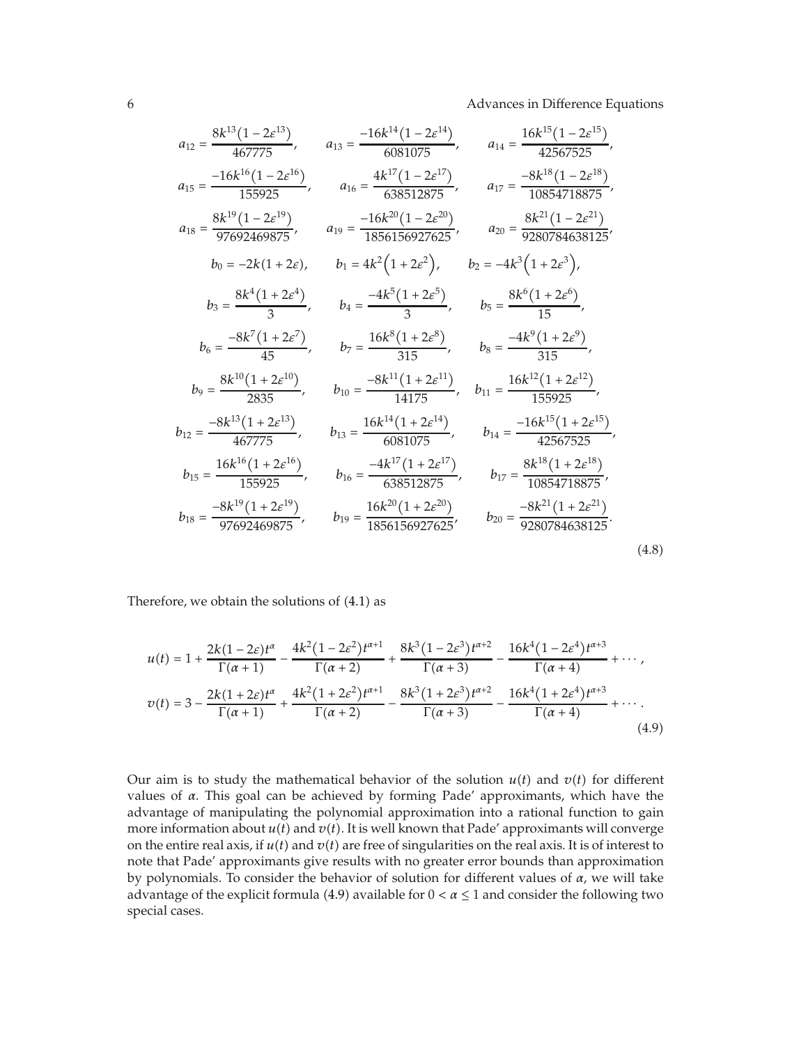$$a_{12} = \frac{8k^{13}(1-2\varepsilon^{13})}{467775}, \quad a_{13} = \frac{-16k^{14}(1-2\varepsilon^{14})}{6081075}, \quad a_{14} = \frac{16k^{15}(1-2\varepsilon^{15})}{42567525},$$

$$a_{15} = \frac{-16k^{16}(1-2\varepsilon^{16})}{155925}, \quad a_{16} = \frac{4k^{17}(1-2\varepsilon^{17})}{638512875}, \quad a_{17} = \frac{-8k^{18}(1-2\varepsilon^{18})}{10854718875},$$

$$a_{18} = \frac{8k^{19}(1-2\varepsilon^{19})}{97692469875}, \quad a_{19} = \frac{-16k^{20}(1-2\varepsilon^{20})}{1856156927625}, \quad a_{20} = \frac{8k^{21}(1-2\varepsilon^{21})}{9280784638125},$$

$$b_0 = -2k(1+2\varepsilon), \quad b_1 = 4k^2\left(1+2\varepsilon^2\right), \quad b_2 = -4k^3\left(1+2\varepsilon^3\right),$$

$$b_3 = \frac{8k^4(1+2\varepsilon^4)}{3}, \quad b_4 = \frac{-4k^5(1+2\varepsilon^5)}{3}, \quad b_5 = \frac{8k^6(1+2\varepsilon^6)}{15},$$

$$b_6 = \frac{-8k^7(1+2\varepsilon^7)}{45}, \quad b_7 = \frac{16k^8(1+2\varepsilon^8)}{315}, \quad b_8 = \frac{-4k^9(1+2\varepsilon^9)}{315},$$

$$b_9 = \frac{8k^{10}(1+2\varepsilon^{10})}{2835}, \quad b_{10} = \frac{-8k^{11}(1+2\varepsilon^{11})}{14175}, \quad b_{11} = \frac{16k^{12}(1+2\varepsilon^{12})}{155925},$$

$$b_{12} = \frac{-8k^{13}(1+2\varepsilon^{13})}{467775}, \quad b_{13} = \frac{16k^{14}(1+2\varepsilon^{14})}{6081075}, \quad b_{14} = \frac{-16k^{15}(1+2\varepsilon^{15})}{42567525},$$

$$b_{15} = \frac{16k^{16}(1+2\varepsilon^{16})}{155925}, \quad b_{16} = \frac{-4k^{17}(1+2\varepsilon^{17})}{638512875}, \quad b_{17} = \frac{8k^{18}(1+2\varepsilon^{18})}{10854718875},$$

$$b_{18} = \frac{-8k^{19}(1+2\varepsilon^{19})}{97692469875}, \quad b_{19} = \frac{16k^{20}(1+2\varepsilon^{20})}{1856156927625}, \quad b_{20} = \frac{-8k^{21}(1+2\varepsilon^{21})}{9280784638125}. \tag{4.8}$$

Therefore, we obtain the solutions of (4.1) as

$$u(t) = 1 + \frac{2k(1-2\varepsilon)t^{\alpha}}{\Gamma(\alpha+1)} - \frac{4k^2(1-2\varepsilon^2)t^{\alpha+1}}{\Gamma(\alpha+2)} + \frac{8k^3(1-2\varepsilon^3)t^{\alpha+2}}{\Gamma(\alpha+3)} - \frac{16k^4(1-2\varepsilon^4)t^{\alpha+3}}{\Gamma(\alpha+4)} + \cdots,$$

$$v(t) = 3 - \frac{2k(1+2\varepsilon)t^{\alpha}}{\Gamma(\alpha+1)} + \frac{4k^2(1+2\varepsilon^2)t^{\alpha+1}}{\Gamma(\alpha+2)} - \frac{8k^3(1+2\varepsilon^3)t^{\alpha+2}}{\Gamma(\alpha+3)} - \frac{16k^4(1+2\varepsilon^4)t^{\alpha+3}}{\Gamma(\alpha+4)} + \cdots. \tag{4.9}$$

Our aim is to study the mathematical behavior of the solution $u(t)$ and $v(t)$ for different values of $\alpha$. This goal can be achieved by forming Pade' approximants, which have the advantage of manipulating the polynomial approximation into a rational function to gain more information about $u(t)$ and $v(t)$. It is well known that Pade' approximants will converge on the entire real axis, if $u(t)$ and $v(t)$ are free of singularities on the real axis. It is of interest to note that Pade' approximants give results with no greater error bounds than approximation by polynomials. To consider the behavior of solution for different values of $\alpha$, we will take advantage of the explicit formula (4.9) available for $0 < \alpha \leq 1$ and consider the following two special cases.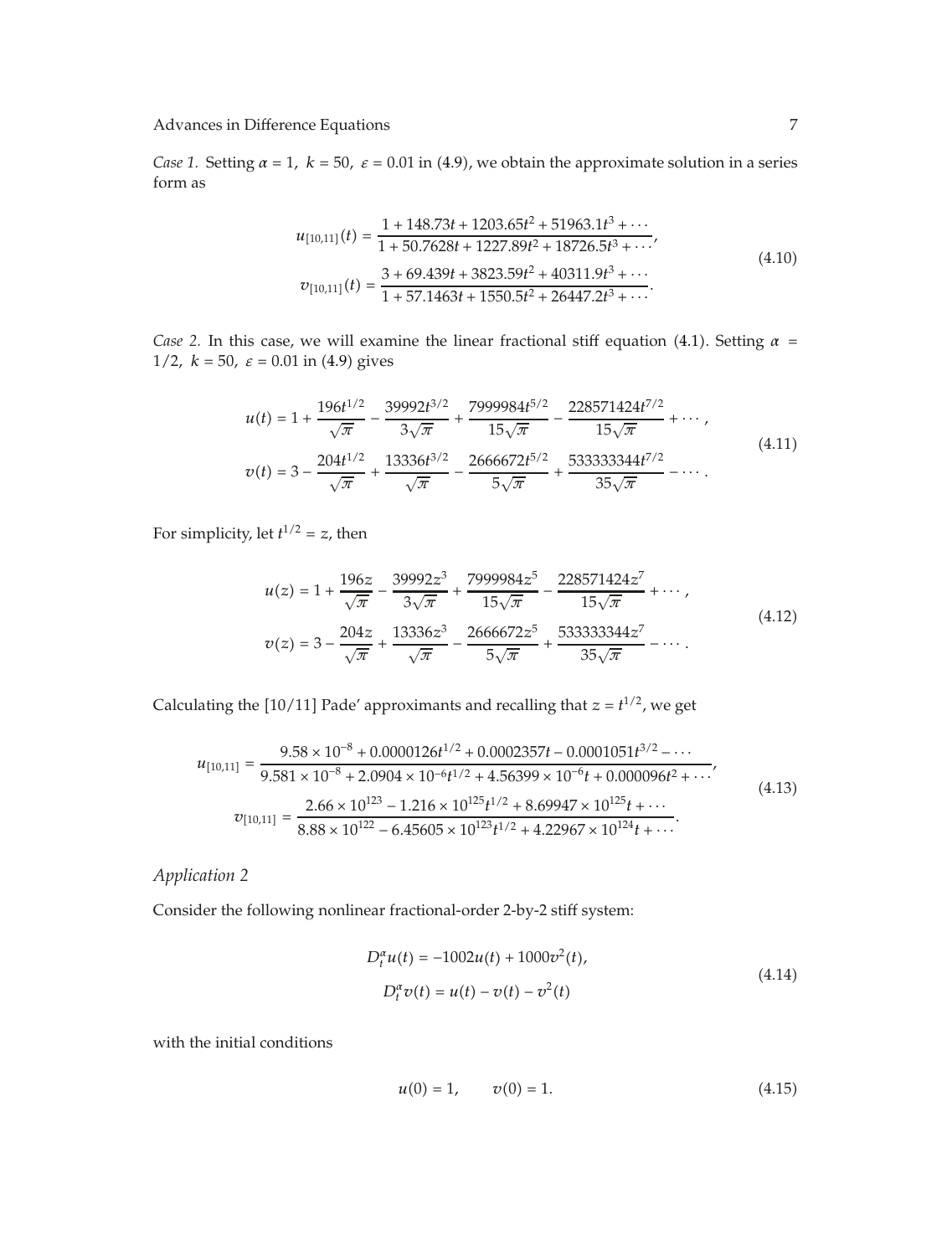*Case 1.* Setting $\alpha = 1,\ k = 50,\ \varepsilon = 0.01$ in (4.9), we obtain the approximate solution in a series form as

$$
\begin{aligned}
u_{[10,11]}(t) &= \frac{1 + 148.73t + 1203.65t^2 + 51963.1t^3 + \cdots}{1 + 50.7628t + 1227.89t^2 + 18726.5t^3 + \cdots}, \\
v_{[10,11]}(t) &= \frac{3 + 69.439t + 3823.59t^2 + 40311.9t^3 + \cdots}{1 + 57.1463t + 1550.5t^2 + 26447.2t^3 + \cdots}.
\end{aligned}
\tag{4.10}
$$

*Case 2.* In this case, we will examine the linear fractional stiff equation (4.1). Setting $\alpha = 1/2,\ k = 50,\ \varepsilon = 0.01$ in (4.9) gives

$$
\begin{aligned}
u(t) &= 1 + \frac{196t^{1/2}}{\sqrt{\pi}} - \frac{39992t^{3/2}}{3\sqrt{\pi}} + \frac{7999984t^{5/2}}{15\sqrt{\pi}} - \frac{228571424t^{7/2}}{15\sqrt{\pi}} + \cdots, \\
v(t) &= 3 - \frac{204t^{1/2}}{\sqrt{\pi}} + \frac{13336t^{3/2}}{\sqrt{\pi}} - \frac{2666672t^{5/2}}{5\sqrt{\pi}} + \frac{533333344t^{7/2}}{35\sqrt{\pi}} - \cdots.
\end{aligned}
\tag{4.11}
$$

For simplicity, let $t^{1/2} = z$, then

$$
\begin{aligned}
u(z) &= 1 + \frac{196z}{\sqrt{\pi}} - \frac{39992z^3}{3\sqrt{\pi}} + \frac{7999984z^5}{15\sqrt{\pi}} - \frac{228571424z^7}{15\sqrt{\pi}} + \cdots, \\
v(z) &= 3 - \frac{204z}{\sqrt{\pi}} + \frac{13336z^3}{\sqrt{\pi}} - \frac{2666672z^5}{5\sqrt{\pi}} + \frac{533333344z^7}{35\sqrt{\pi}} - \cdots.
\end{aligned}
\tag{4.12}
$$

Calculating the [10/11] Pade' approximants and recalling that $z = t^{1/2}$, we get

$$
\begin{aligned}
u_{[10,11]} &= \frac{9.58 \times 10^{-8} + 0.0000126t^{1/2} + 0.0002357t - 0.0001051t^{3/2} - \cdots}{9.581 \times 10^{-8} + 2.0904 \times 10^{-6}t^{1/2} + 4.56399 \times 10^{-6}t + 0.000096t^2 + \cdots}, \\
v_{[10,11]} &= \frac{2.66 \times 10^{123} - 1.216 \times 10^{125}t^{1/2} + 8.69947 \times 10^{125}t + \cdots}{8.88 \times 10^{122} - 6.45605 \times 10^{123}t^{1/2} + 4.22967 \times 10^{124}t + \cdots}.
\end{aligned}
\tag{4.13}
$$

### *Application 2*

Consider the following nonlinear fractional-order 2-by-2 stiff system:

$$
\begin{aligned}
D_t^{\alpha} u(t) &= -1002u(t) + 1000v^2(t), \\
D_t^{\alpha} v(t) &= u(t) - v(t) - v^2(t)
\end{aligned}
\tag{4.14}
$$

with the initial conditions

$$
u(0) = 1, \qquad v(0) = 1. \tag{4.15}
$$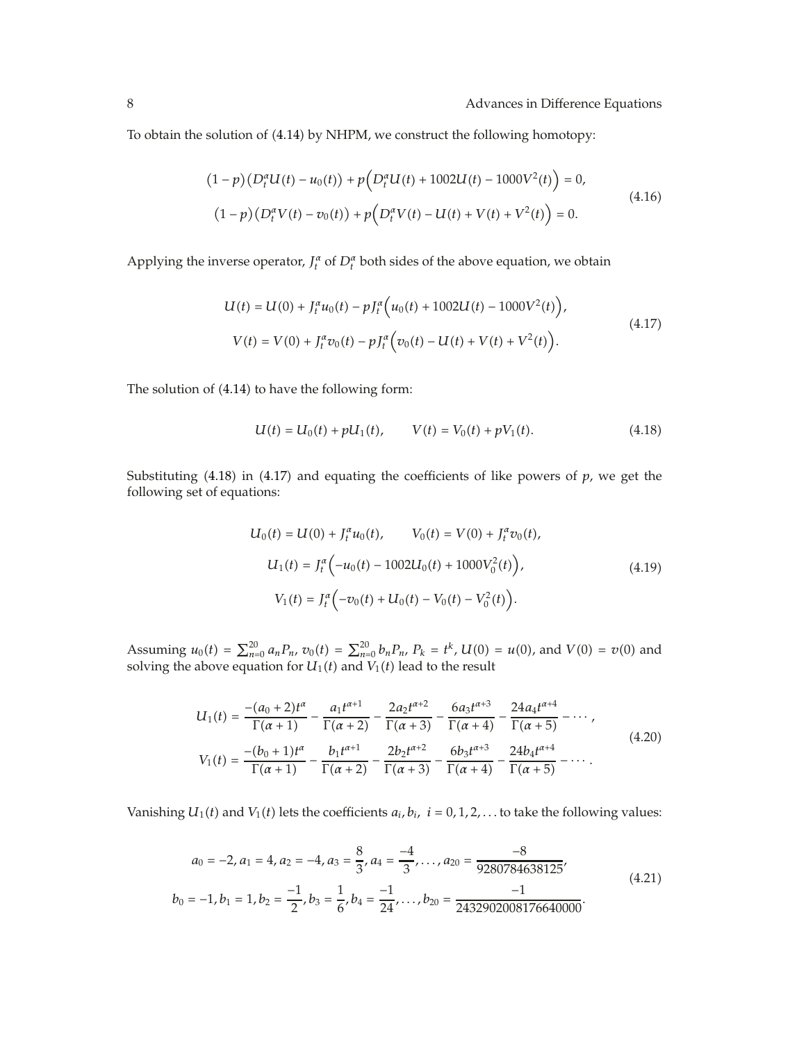To obtain the solution of (4.14) by NHPM, we construct the following homotopy:

$$
\begin{gathered}
(1-p)\left(D_t^\alpha U(t)-u_0(t)\right)+p\left(D_t^\alpha U(t)+1002U(t)-1000V^2(t)\right)=0,\\
(1-p)\left(D_t^\alpha V(t)-v_0(t)\right)+p\left(D_t^\alpha V(t)-U(t)+V(t)+V^2(t)\right)=0.
\end{gathered}
\tag{4.16}
$$

Applying the inverse operator, $J_t^\alpha$ of $D_t^\alpha$ both sides of the above equation, we obtain

$$
\begin{gathered}
U(t)=U(0)+J_t^\alpha u_0(t)-pJ_t^\alpha\left(u_0(t)+1002U(t)-1000V^2(t)\right),\\
V(t)=V(0)+J_t^\alpha v_0(t)-pJ_t^\alpha\left(v_0(t)-U(t)+V(t)+V^2(t)\right).
\end{gathered}
\tag{4.17}
$$

The solution of (4.14) to have the following form:

$$
U(t)=U_0(t)+pU_1(t),\qquad V(t)=V_0(t)+pV_1(t).
\tag{4.18}
$$

Substituting (4.18) in (4.17) and equating the coefficients of like powers of $p$, we get the following set of equations:

$$
\begin{gathered}
U_0(t)=U(0)+J_t^\alpha u_0(t),\qquad V_0(t)=V(0)+J_t^\alpha v_0(t),\\
U_1(t)=J_t^\alpha\left(-u_0(t)-1002U_0(t)+1000V_0^2(t)\right),\\
V_1(t)=J_t^\alpha\left(-v_0(t)+U_0(t)-V_0(t)-V_0^2(t)\right).
\end{gathered}
\tag{4.19}
$$

Assuming $u_0(t)=\sum_{n=0}^{20}a_nP_n$, $v_0(t)=\sum_{n=0}^{20}b_nP_n$, $P_k=t^k$, $U(0)=u(0)$, and $V(0)=v(0)$ and solving the above equation for $U_1(t)$ and $V_1(t)$ lead to the result

$$
\begin{gathered}
U_1(t)=\frac{-(a_0+2)t^\alpha}{\Gamma(\alpha+1)}-\frac{a_1t^{\alpha+1}}{\Gamma(\alpha+2)}-\frac{2a_2t^{\alpha+2}}{\Gamma(\alpha+3)}-\frac{6a_3t^{\alpha+3}}{\Gamma(\alpha+4)}-\frac{24a_4t^{\alpha+4}}{\Gamma(\alpha+5)}-\cdots,\\
V_1(t)=\frac{-(b_0+1)t^\alpha}{\Gamma(\alpha+1)}-\frac{b_1t^{\alpha+1}}{\Gamma(\alpha+2)}-\frac{2b_2t^{\alpha+2}}{\Gamma(\alpha+3)}-\frac{6b_3t^{\alpha+3}}{\Gamma(\alpha+4)}-\frac{24b_4t^{\alpha+4}}{\Gamma(\alpha+5)}-\cdots.
\end{gathered}
\tag{4.20}
$$

Vanishing $U_1(t)$ and $V_1(t)$ lets the coefficients $a_i, b_i,\ i=0,1,2,\ldots$ to take the following values:

$$
\begin{gathered}
a_0=-2, a_1=4, a_2=-4, a_3=\frac{8}{3}, a_4=\frac{-4}{3},\ldots, a_{20}=\frac{-8}{9280784638125},\\
b_0=-1, b_1=1, b_2=\frac{-1}{2}, b_3=\frac{1}{6}, b_4=\frac{-1}{24},\ldots, b_{20}=\frac{-1}{2432902008176640000}.
\end{gathered}
\tag{4.21}
$$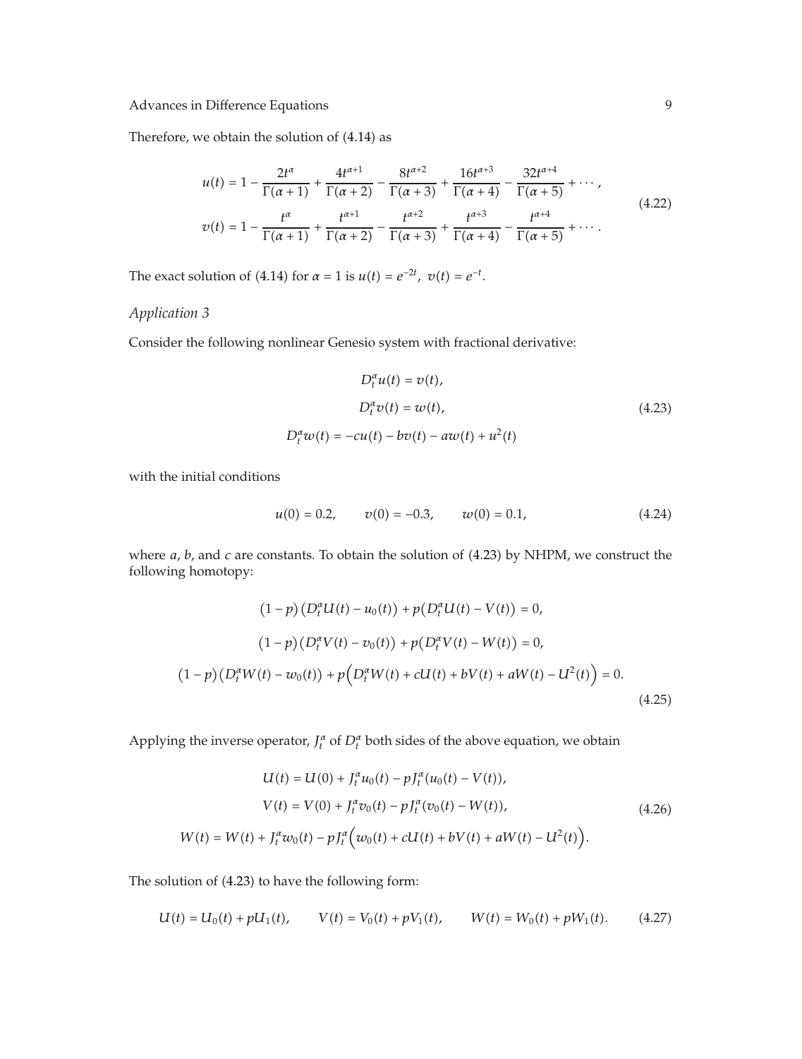Therefore, we obtain the solution of (4.14) as

$$
\begin{aligned}
u(t) &= 1 - \frac{2t^{\alpha}}{\Gamma(\alpha+1)} + \frac{4t^{\alpha+1}}{\Gamma(\alpha+2)} - \frac{8t^{\alpha+2}}{\Gamma(\alpha+3)} + \frac{16t^{\alpha+3}}{\Gamma(\alpha+4)} - \frac{32t^{\alpha+4}}{\Gamma(\alpha+5)} + \cdots, \\
v(t) &= 1 - \frac{t^{\alpha}}{\Gamma(\alpha+1)} + \frac{t^{\alpha+1}}{\Gamma(\alpha+2)} - \frac{t^{\alpha+2}}{\Gamma(\alpha+3)} + \frac{t^{\alpha+3}}{\Gamma(\alpha+4)} - \frac{t^{\alpha+4}}{\Gamma(\alpha+5)} + \cdots.
\end{aligned}
\tag{4.22}
$$

The exact solution of (4.14) for $\alpha = 1$ is $u(t) = e^{-2t}$, $v(t) = e^{-t}$.

*Application 3*

Consider the following nonlinear Genesio system with fractional derivative:

$$
\begin{aligned}
D_t^{\alpha} u(t) &= v(t), \\
D_t^{\alpha} v(t) &= w(t), \\
D_t^{\alpha} w(t) &= -cu(t) - bv(t) - aw(t) + u^2(t)
\end{aligned}
\tag{4.23}
$$

with the initial conditions

$$
u(0) = 0.2, \qquad v(0) = -0.3, \qquad w(0) = 0.1, \tag{4.24}
$$

where $a$, $b$, and $c$ are constants. To obtain the solution of (4.23) by NHPM, we construct the following homotopy:

$$
\begin{aligned}
(1-p)\left(D_t^{\alpha} U(t) - u_0(t)\right) + p\left(D_t^{\alpha} U(t) - V(t)\right) &= 0, \\
(1-p)\left(D_t^{\alpha} V(t) - v_0(t)\right) + p\left(D_t^{\alpha} V(t) - W(t)\right) &= 0, \\
(1-p)\left(D_t^{\alpha} W(t) - w_0(t)\right) + p\left(D_t^{\alpha} W(t) + cU(t) + bV(t) + aW(t) - U^2(t)\right) &= 0.
\end{aligned}
\tag{4.25}
$$

Applying the inverse operator, $J_t^{\alpha}$ of $D_t^{\alpha}$ both sides of the above equation, we obtain

$$
\begin{aligned}
U(t) &= U(0) + J_t^{\alpha} u_0(t) - pJ_t^{\alpha}(u_0(t) - V(t)), \\
V(t) &= V(0) + J_t^{\alpha} v_0(t) - pJ_t^{\alpha}(v_0(t) - W(t)), \\
W(t) &= W(t) + J_t^{\alpha} w_0(t) - pJ_t^{\alpha}\left(w_0(t) + cU(t) + bV(t) + aW(t) - U^2(t)\right).
\end{aligned}
\tag{4.26}
$$

The solution of (4.23) to have the following form:

$$
U(t) = U_0(t) + pU_1(t), \qquad V(t) = V_0(t) + pV_1(t), \qquad W(t) = W_0(t) + pW_1(t). \tag{4.27}
$$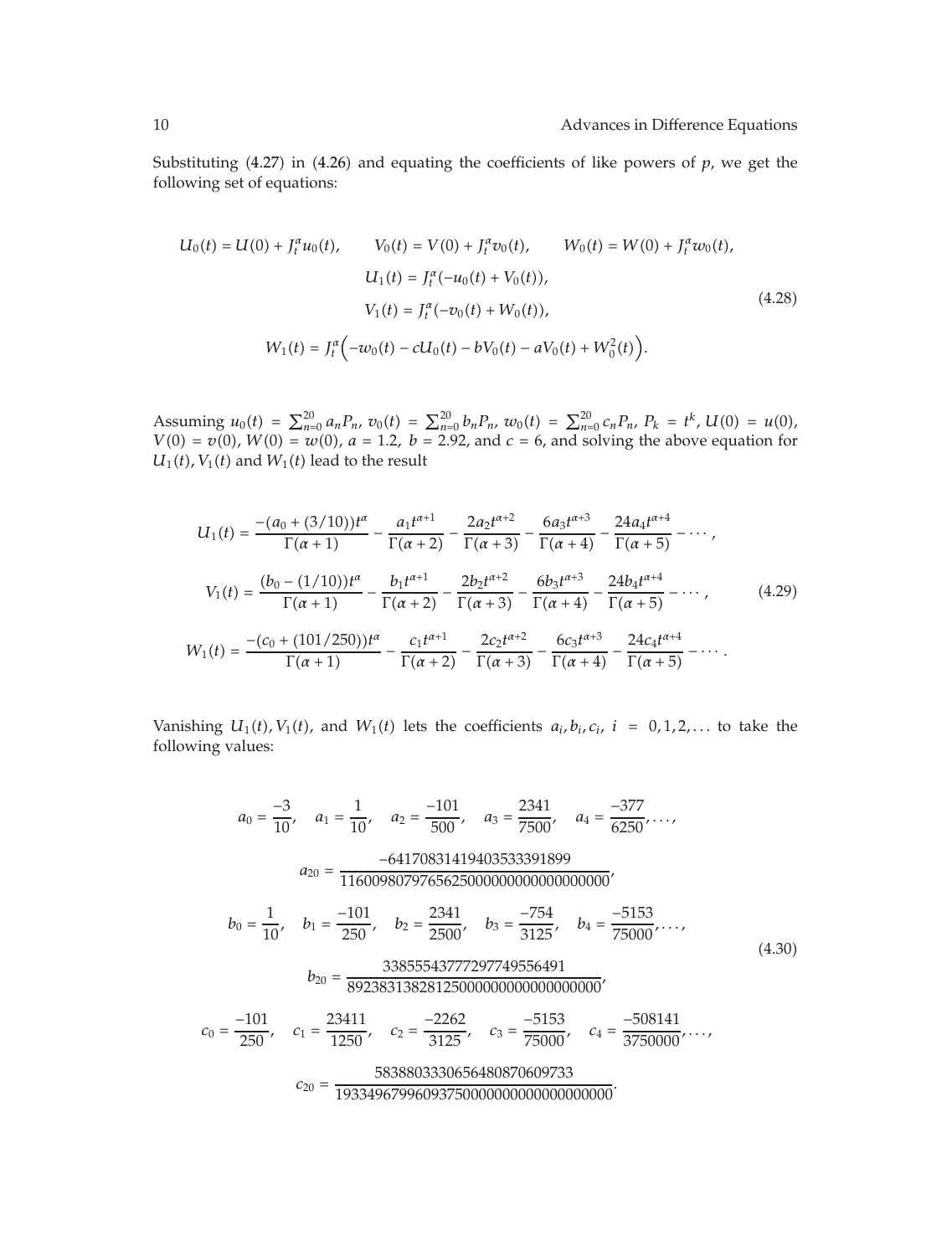Substituting (4.27) in (4.26) and equating the coefficients of like powers of $p$, we get the following set of equations:

$$
\begin{gathered}
U_0(t) = U(0) + J_t^{\alpha} u_0(t), \qquad V_0(t) = V(0) + J_t^{\alpha} v_0(t), \qquad W_0(t) = W(0) + J_t^{\alpha} w_0(t), \\
U_1(t) = J_t^{\alpha}(-u_0(t) + V_0(t)), \\
V_1(t) = J_t^{\alpha}(-v_0(t) + W_0(t)), \\
W_1(t) = J_t^{\alpha}\Big(-w_0(t) - cU_0(t) - bV_0(t) - aV_0(t) + W_0^2(t)\Big).
\end{gathered}
\tag{4.28}
$$

Assuming $u_0(t) = \sum_{n=0}^{20} a_n P_n$, $v_0(t) = \sum_{n=0}^{20} b_n P_n$, $w_0(t) = \sum_{n=0}^{20} c_n P_n$, $P_k = t^k$, $U(0) = u(0)$, $V(0) = v(0)$, $W(0) = w(0)$, $a = 1.2$, $b = 2.92$, and $c = 6$, and solving the above equation for $U_1(t), V_1(t)$ and $W_1(t)$ lead to the result

$$
\begin{aligned}
U_1(t) &= \frac{-(a_0 + (3/10))t^{\alpha}}{\Gamma(\alpha+1)} - \frac{a_1 t^{\alpha+1}}{\Gamma(\alpha+2)} - \frac{2a_2 t^{\alpha+2}}{\Gamma(\alpha+3)} - \frac{6a_3 t^{\alpha+3}}{\Gamma(\alpha+4)} - \frac{24a_4 t^{\alpha+4}}{\Gamma(\alpha+5)} - \cdots, \\
V_1(t) &= \frac{(b_0 - (1/10))t^{\alpha}}{\Gamma(\alpha+1)} - \frac{b_1 t^{\alpha+1}}{\Gamma(\alpha+2)} - \frac{2b_2 t^{\alpha+2}}{\Gamma(\alpha+3)} - \frac{6b_3 t^{\alpha+3}}{\Gamma(\alpha+4)} - \frac{24b_4 t^{\alpha+4}}{\Gamma(\alpha+5)} - \cdots, \\
W_1(t) &= \frac{-(c_0 + (101/250))t^{\alpha}}{\Gamma(\alpha+1)} - \frac{c_1 t^{\alpha+1}}{\Gamma(\alpha+2)} - \frac{2c_2 t^{\alpha+2}}{\Gamma(\alpha+3)} - \frac{6c_3 t^{\alpha+3}}{\Gamma(\alpha+4)} - \frac{24c_4 t^{\alpha+4}}{\Gamma(\alpha+5)} - \cdots.
\end{aligned}
\tag{4.29}
$$

Vanishing $U_1(t), V_1(t)$, and $W_1(t)$ lets the coefficients $a_i, b_i, c_i$, $i = 0, 1, 2, \ldots$ to take the following values:

$$
\begin{gathered}
a_0 = \frac{-3}{10}, \quad a_1 = \frac{1}{10}, \quad a_2 = \frac{-101}{500}, \quad a_3 = \frac{2341}{7500}, \quad a_4 = \frac{-377}{6250}, \ldots, \\
a_{20} = \frac{-641708314194035333391899}{116009807976562500000000000000000000}, \\
b_0 = \frac{1}{10}, \quad b_1 = \frac{-101}{250}, \quad b_2 = \frac{2341}{2500}, \quad b_3 = \frac{-754}{3125}, \quad b_4 = \frac{-5153}{75000}, \ldots, \\
b_{20} = \frac{338555437772977749556491}{892383138281250000000000000000000}, \\
c_0 = \frac{-101}{250}, \quad c_1 = \frac{23411}{1250}, \quad c_2 = \frac{-2262}{3125}, \quad c_3 = \frac{-5153}{75000}, \quad c_4 = \frac{-508141}{3750000}, \ldots, \\
c_{20} = \frac{583880333065648087060973 3}{19334967996093750000000000000000000}.
\end{gathered}
\tag{4.30}
$$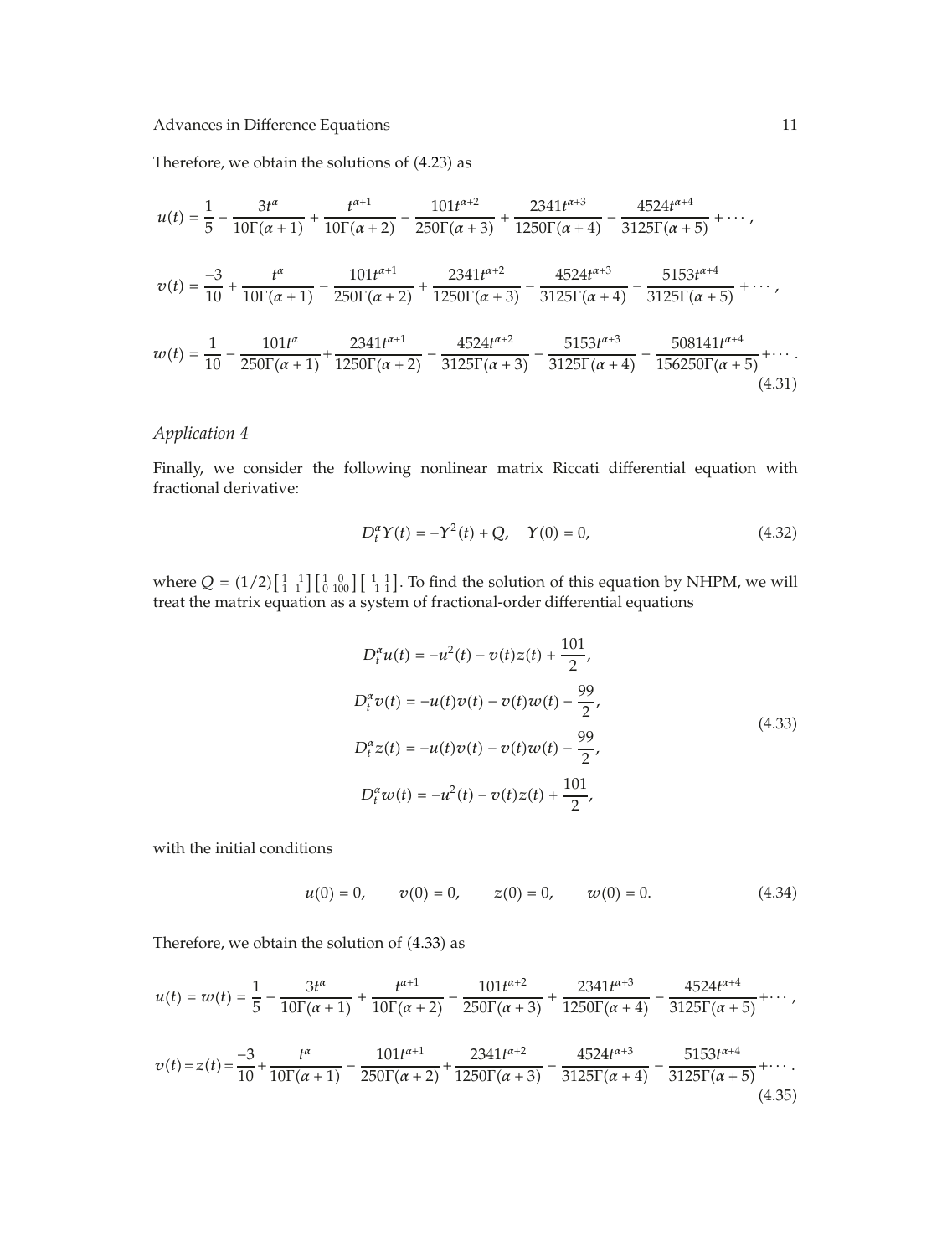Therefore, we obtain the solutions of (4.23) as

$$
\begin{aligned}
u(t) &= \frac{1}{5} - \frac{3t^{\alpha}}{10\Gamma(\alpha+1)} + \frac{t^{\alpha+1}}{10\Gamma(\alpha+2)} - \frac{101t^{\alpha+2}}{250\Gamma(\alpha+3)} + \frac{2341t^{\alpha+3}}{1250\Gamma(\alpha+4)} - \frac{4524t^{\alpha+4}}{3125\Gamma(\alpha+5)} + \cdots, \\
v(t) &= \frac{-3}{10} + \frac{t^{\alpha}}{10\Gamma(\alpha+1)} - \frac{101t^{\alpha+1}}{250\Gamma(\alpha+2)} + \frac{2341t^{\alpha+2}}{1250\Gamma(\alpha+3)} - \frac{4524t^{\alpha+3}}{3125\Gamma(\alpha+4)} - \frac{5153t^{\alpha+4}}{3125\Gamma(\alpha+5)} + \cdots, \\
w(t) &= \frac{1}{10} - \frac{101t^{\alpha}}{250\Gamma(\alpha+1)} + \frac{2341t^{\alpha+1}}{1250\Gamma(\alpha+2)} - \frac{4524t^{\alpha+2}}{3125\Gamma(\alpha+3)} - \frac{5153t^{\alpha+3}}{3125\Gamma(\alpha+4)} - \frac{508141t^{\alpha+4}}{156250\Gamma(\alpha+5)} + \cdots.
\end{aligned}
\tag{4.31}
$$

*Application 4*

Finally, we consider the following nonlinear matrix Riccati differential equation with fractional derivative:

$$
D_t^{\alpha} Y(t) = -Y^2(t) + Q, \quad Y(0) = 0, \tag{4.32}
$$

where $Q = (1/2)\begin{bmatrix} 1 & -1 \\ 1 & 1 \end{bmatrix}\begin{bmatrix} 1 & 0 \\ 0 & 100 \end{bmatrix}\begin{bmatrix} 1 & 1 \\ -1 & 1 \end{bmatrix}$. To find the solution of this equation by NHPM, we will treat the matrix equation as a system of fractional-order differential equations

$$
\begin{aligned}
D_t^{\alpha} u(t) &= -u^2(t) - v(t)z(t) + \frac{101}{2}, \\
D_t^{\alpha} v(t) &= -u(t)v(t) - v(t)w(t) - \frac{99}{2}, \\
D_t^{\alpha} z(t) &= -u(t)v(t) - v(t)w(t) - \frac{99}{2}, \\
D_t^{\alpha} w(t) &= -u^2(t) - v(t)z(t) + \frac{101}{2},
\end{aligned}
\tag{4.33}
$$

with the initial conditions

$$
u(0) = 0, \qquad v(0) = 0, \qquad z(0) = 0, \qquad w(0) = 0. \tag{4.34}
$$

Therefore, we obtain the solution of (4.33) as

$$
\begin{aligned}
u(t) = w(t) &= \frac{1}{5} - \frac{3t^{\alpha}}{10\Gamma(\alpha+1)} + \frac{t^{\alpha+1}}{10\Gamma(\alpha+2)} - \frac{101t^{\alpha+2}}{250\Gamma(\alpha+3)} + \frac{2341t^{\alpha+3}}{1250\Gamma(\alpha+4)} - \frac{4524t^{\alpha+4}}{3125\Gamma(\alpha+5)} + \cdots, \\
v(t) = z(t) &= \frac{-3}{10} + \frac{t^{\alpha}}{10\Gamma(\alpha+1)} - \frac{101t^{\alpha+1}}{250\Gamma(\alpha+2)} + \frac{2341t^{\alpha+2}}{1250\Gamma(\alpha+3)} - \frac{4524t^{\alpha+3}}{3125\Gamma(\alpha+4)} - \frac{5153t^{\alpha+4}}{3125\Gamma(\alpha+5)} + \cdots.
\end{aligned}
\tag{4.35}
$$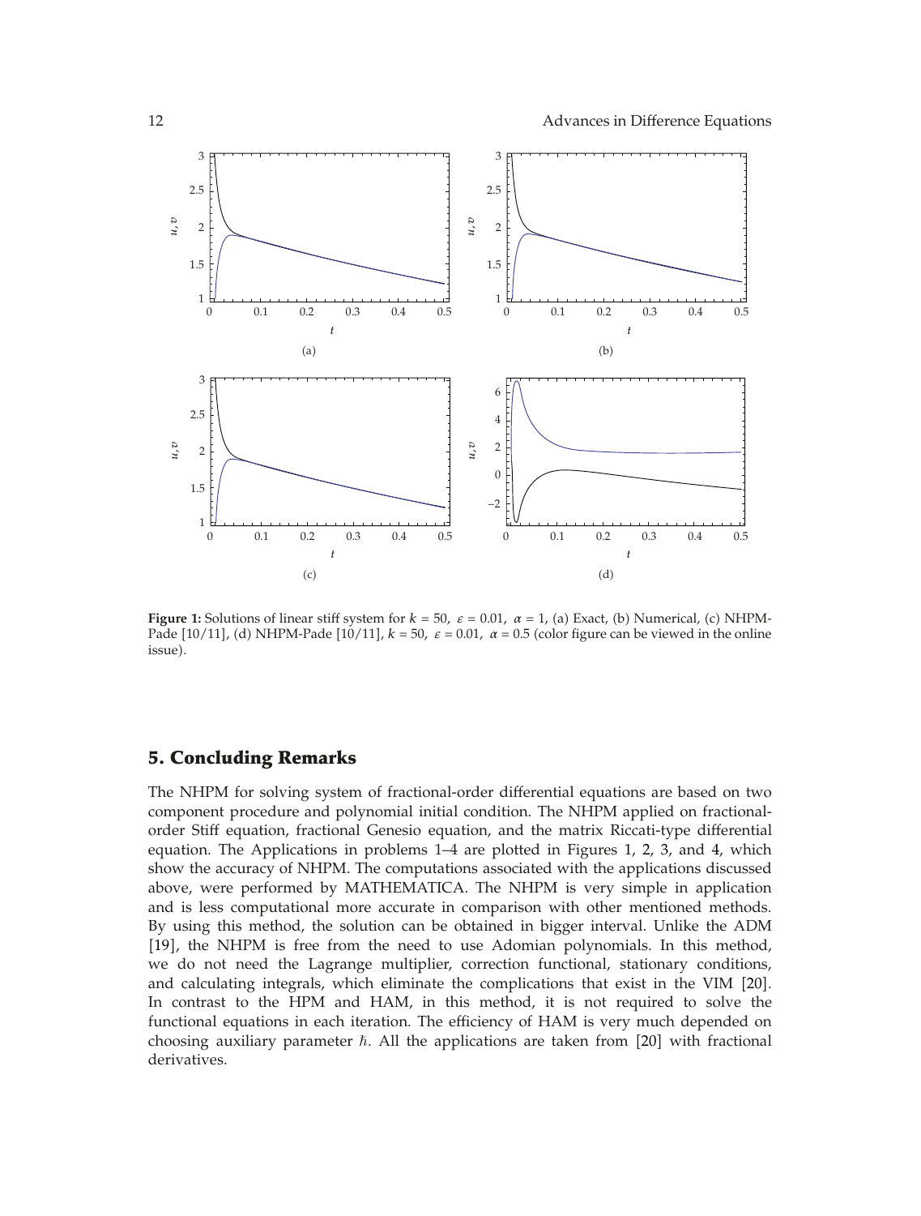**Figure 1:** Solutions of linear stiff system for $k = 50$, $\varepsilon = 0.01$, $\alpha = 1$, (a) Exact, (b) Numerical, (c) NHPM-Pade [10/11], (d) NHPM-Pade [10/11], $k = 50$, $\varepsilon = 0.01$, $\alpha = 0.5$ (color figure can be viewed in the online issue).

## 5. Concluding Remarks

The NHPM for solving system of fractional-order differential equations are based on two component procedure and polynomial initial condition. The NHPM applied on fractional-order Stiff equation, fractional Genesio equation, and the matrix Riccati-type differential equation. The Applications in problems 1–4 are plotted in Figures 1, 2, 3, and 4, which show the accuracy of NHPM. The computations associated with the applications discussed above, were performed by MATHEMATICA. The NHPM is very simple in application and is less computational more accurate in comparison with other mentioned methods. By using this method, the solution can be obtained in bigger interval. Unlike the ADM [19], the NHPM is free from the need to use Adomian polynomials. In this method, we do not need the Lagrange multiplier, correction functional, stationary conditions, and calculating integrals, which eliminate the complications that exist in the VIM [20]. In contrast to the HPM and HAM, in this method, it is not required to solve the functional equations in each iteration. The efficiency of HAM is very much depended on choosing auxiliary parameter $\hbar$. All the applications are taken from [20] with fractional derivatives.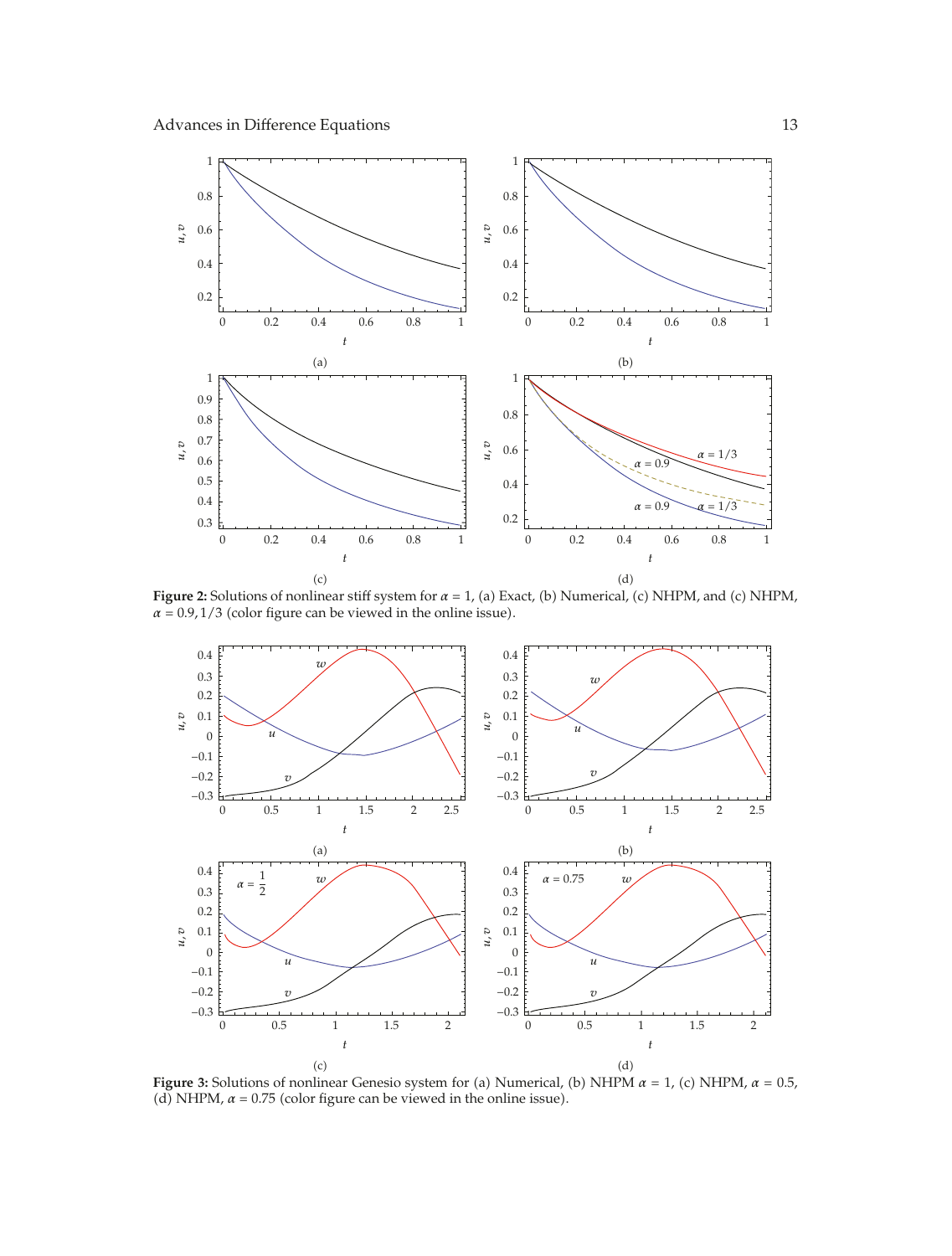**Figure 2:** Solutions of nonlinear stiff system for $\alpha = 1$, (a) Exact, (b) Numerical, (c) NHPM, and (c) NHPM, $\alpha = 0.9, 1/3$ (color figure can be viewed in the online issue).

**Figure 3:** Solutions of nonlinear Genesio system for (a) Numerical, (b) NHPM $\alpha = 1$, (c) NHPM, $\alpha = 0.5$, (d) NHPM, $\alpha = 0.75$ (color figure can be viewed in the online issue).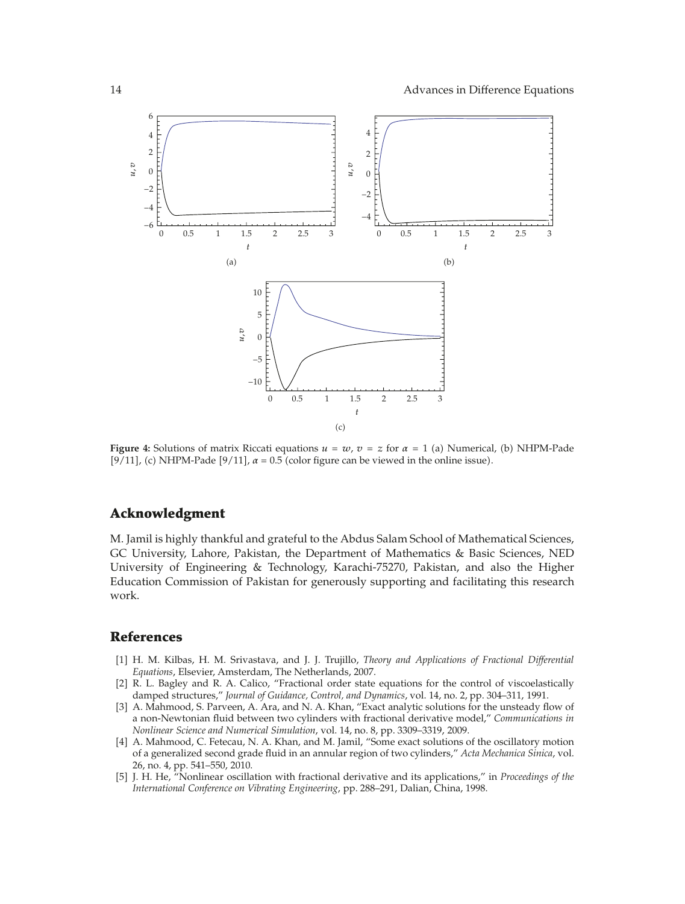**Figure 4:** Solutions of matrix Riccati equations $u = w$, $v = z$ for $\alpha = 1$ (a) Numerical, (b) NHPM-Pade [9/11], (c) NHPM-Pade [9/11], $\alpha = 0.5$ (color figure can be viewed in the online issue).

## Acknowledgment

M. Jamil is highly thankful and grateful to the Abdus Salam School of Mathematical Sciences, GC University, Lahore, Pakistan, the Department of Mathematics & Basic Sciences, NED University of Engineering & Technology, Karachi-75270, Pakistan, and also the Higher Education Commission of Pakistan for generously supporting and facilitating this research work.

## References

[1] H. M. Kilbas, H. M. Srivastava, and J. J. Trujillo, *Theory and Applications of Fractional Differential Equations*, Elsevier, Amsterdam, The Netherlands, 2007.

[2] R. L. Bagley and R. A. Calico, "Fractional order state equations for the control of viscoelastically damped structures," *Journal of Guidance, Control, and Dynamics*, vol. 14, no. 2, pp. 304–311, 1991.

[3] A. Mahmood, S. Parveen, A. Ara, and N. A. Khan, "Exact analytic solutions for the unsteady flow of a non-Newtonian fluid between two cylinders with fractional derivative model," *Communications in Nonlinear Science and Numerical Simulation*, vol. 14, no. 8, pp. 3309–3319, 2009.

[4] A. Mahmood, C. Fetecau, N. A. Khan, and M. Jamil, "Some exact solutions of the oscillatory motion of a generalized second grade fluid in an annular region of two cylinders," *Acta Mechanica Sinica*, vol. 26, no. 4, pp. 541–550, 2010.

[5] J. H. He, "Nonlinear oscillation with fractional derivative and its applications," in *Proceedings of the International Conference on Vibrating Engineering*, pp. 288–291, Dalian, China, 1998.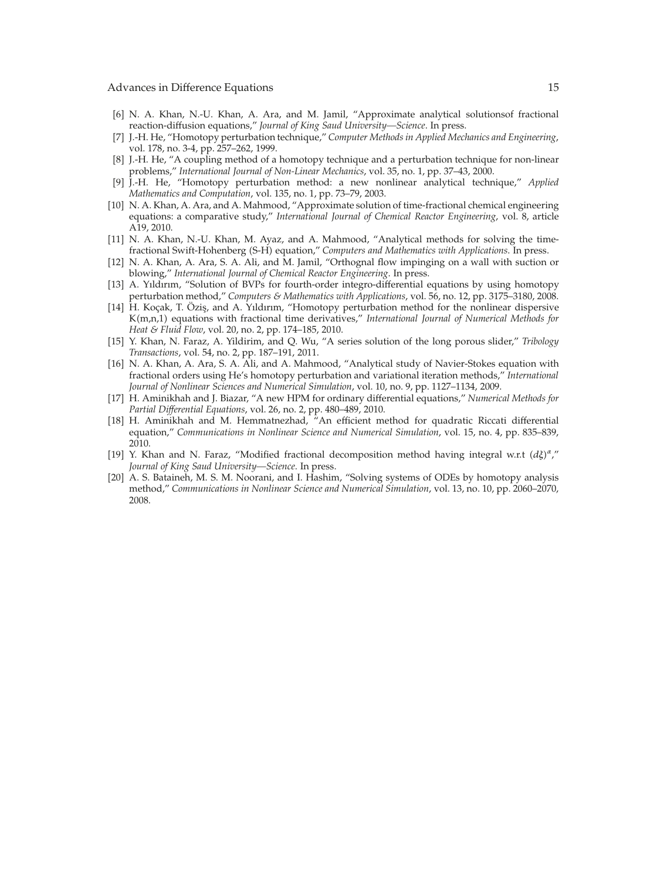[6] N. A. Khan, N.-U. Khan, A. Ara, and M. Jamil, "Approximate analytical solutionsof fractional reaction-diffusion equations," *Journal of King Saud University—Science*. In press.

[7] J.-H. He, "Homotopy perturbation technique," *Computer Methods in Applied Mechanics and Engineering*, vol. 178, no. 3-4, pp. 257–262, 1999.

[8] J.-H. He, "A coupling method of a homotopy technique and a perturbation technique for non-linear problems," *International Journal of Non-Linear Mechanics*, vol. 35, no. 1, pp. 37–43, 2000.

[9] J.-H. He, "Homotopy perturbation method: a new nonlinear analytical technique," *Applied Mathematics and Computation*, vol. 135, no. 1, pp. 73–79, 2003.

[10] N. A. Khan, A. Ara, and A. Mahmood, "Approximate solution of time-fractional chemical engineering equations: a comparative study," *International Journal of Chemical Reactor Engineering*, vol. 8, article A19, 2010.

[11] N. A. Khan, N.-U. Khan, M. Ayaz, and A. Mahmood, "Analytical methods for solving the time-fractional Swift-Hohenberg (S-H) equation," *Computers and Mathematics with Applications*. In press.

[12] N. A. Khan, A. Ara, S. A. Ali, and M. Jamil, "Orthognal flow impinging on a wall with suction or blowing," *International Journal of Chemical Reactor Engineering*. In press.

[13] A. Yıldırım, "Solution of BVPs for fourth-order integro-differential equations by using homotopy perturbation method," *Computers & Mathematics with Applications*, vol. 56, no. 12, pp. 3175–3180, 2008.

[14] H. Koçak, T. Öziş, and A. Yıldırım, "Homotopy perturbation method for the nonlinear dispersive K(m,n,1) equations with fractional time derivatives," *International Journal of Numerical Methods for Heat & Fluid Flow*, vol. 20, no. 2, pp. 174–185, 2010.

[15] Y. Khan, N. Faraz, A. Yildirim, and Q. Wu, "A series solution of the long porous slider," *Tribology Transactions*, vol. 54, no. 2, pp. 187–191, 2011.

[16] N. A. Khan, A. Ara, S. A. Ali, and A. Mahmood, "Analytical study of Navier-Stokes equation with fractional orders using He's homotopy perturbation and variational iteration methods," *International Journal of Nonlinear Sciences and Numerical Simulation*, vol. 10, no. 9, pp. 1127–1134, 2009.

[17] H. Aminikhah and J. Biazar, "A new HPM for ordinary differential equations," *Numerical Methods for Partial Differential Equations*, vol. 26, no. 2, pp. 480–489, 2010.

[18] H. Aminikhah and M. Hemmatnezhad, "An efficient method for quadratic Riccati differential equation," *Communications in Nonlinear Science and Numerical Simulation*, vol. 15, no. 4, pp. 835–839, 2010.

[19] Y. Khan and N. Faraz, "Modified fractional decomposition method having integral w.r.t $(d\xi)^{\alpha}$," *Journal of King Saud University—Science*. In press.

[20] A. S. Bataineh, M. S. M. Noorani, and I. Hashim, "Solving systems of ODEs by homotopy analysis method," *Communications in Nonlinear Science and Numerical Simulation*, vol. 13, no. 10, pp. 2060–2070, 2008.